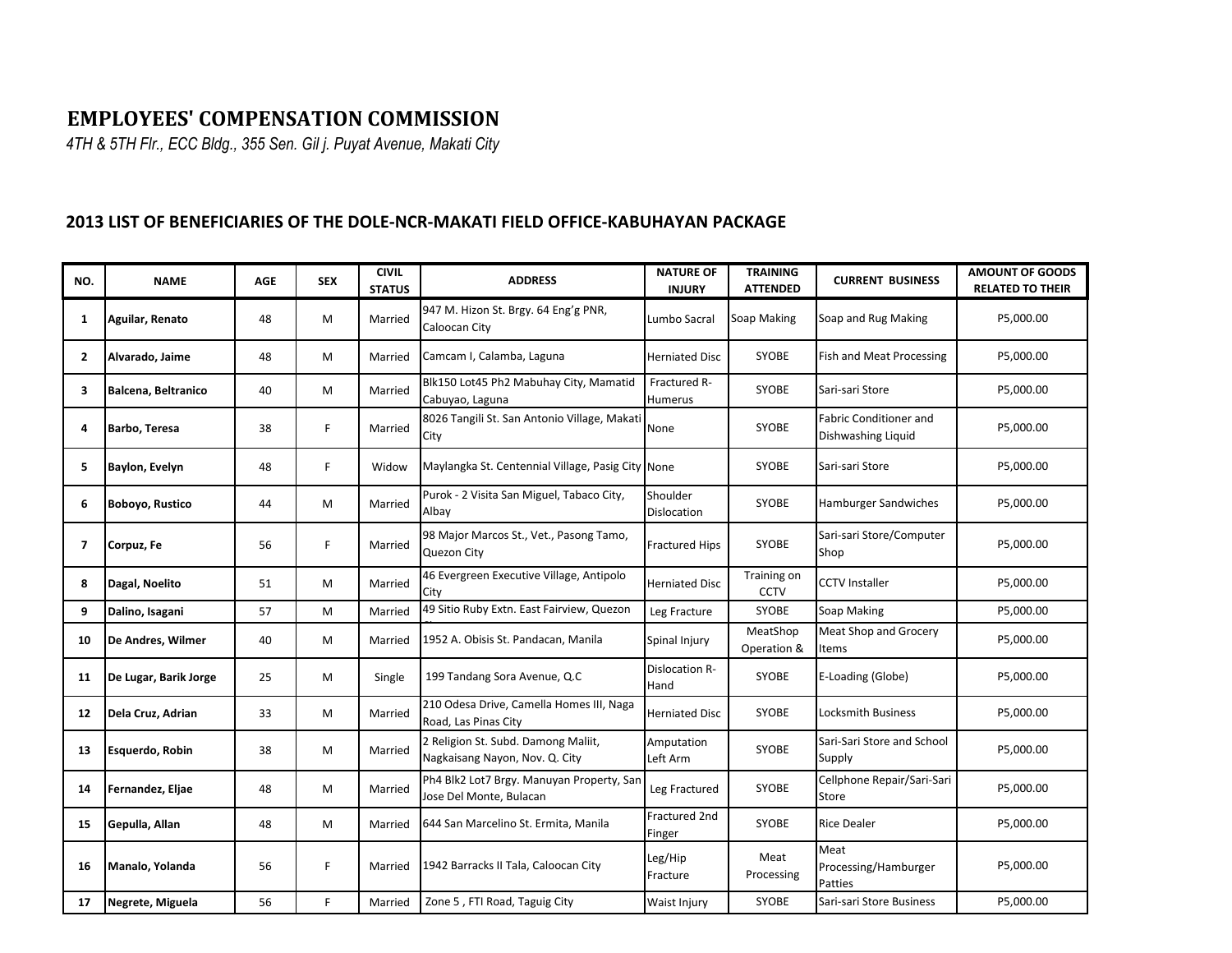# EMPLOYEES' COMPENSATION COMMISSION

*4TH & 5TH Flr., ECC Bldg., 355 Sen. Gil j. Puyat Avenue, Makati City*

## 2013 LIST OF BENEFICIARIES OF THE DOLE-NCR-MAKATI FIELD OFFICE-KABUHAYAN PACKAGE

| NO. | NAME | AGE | SEX | CIVIL STATUS | ADDRESS | NATURE OF INJURY | TRAINING ATTENDED | CURRENT BUSINESS | AMOUNT OF GOODS RELATED TO THEIR |
|---|---|---|---|---|---|---|---|---|---|
| 1 | **Aguilar, Renato** | 48 | M | Married | 947 M. Hizon St. Brgy. 64 Eng'g PNR, Caloocan City | Lumbo Sacral | Soap Making | Soap and Rug Making | P5,000.00 |
| 2 | **Alvarado, Jaime** | 48 | M | Married | Camcam I, Calamba, Laguna | Herniated Disc | SYOBE | Fish and Meat Processing | P5,000.00 |
| 3 | **Balcena, Beltranico** | 40 | M | Married | Blk150 Lot45 Ph2 Mabuhay City, Mamatid Cabuyao, Laguna | Fractured R-Humerus | SYOBE | Sari-sari Store | P5,000.00 |
| 4 | **Barbo, Teresa** | 38 | F | Married | 8026 Tangili St. San Antonio Village, Makati City | None | SYOBE | Fabric Conditioner and Dishwashing Liquid | P5,000.00 |
| 5 | **Baylon, Evelyn** | 48 | F | Widow | Maylangka St. Centennial Village, Pasig City | None | SYOBE | Sari-sari Store | P5,000.00 |
| 6 | **Boboyo, Rustico** | 44 | M | Married | Purok - 2 Visita San Miguel, Tabaco City, Albay | Shoulder Dislocation | SYOBE | Hamburger Sandwiches | P5,000.00 |
| 7 | **Corpuz, Fe** | 56 | F | Married | 98 Major Marcos St., Vet., Pasong Tamo, Quezon City | Fractured Hips | SYOBE | Sari-sari Store/Computer Shop | P5,000.00 |
| 8 | **Dagal, Noelito** | 51 | M | Married | 46 Evergreen Executive Village, Antipolo City | Herniated Disc | Training on CCTV | CCTV Installer | P5,000.00 |
| 9 | **Dalino, Isagani** | 57 | M | Married | 49 Sitio Ruby Extn. East Fairview, Quezon | Leg Fracture | SYOBE | Soap Making | P5,000.00 |
| 10 | **De Andres, Wilmer** | 40 | M | Married | 1952 A. Obisis St. Pandacan, Manila | Spinal Injury | MeatShop Operation & | Meat Shop and Grocery Items | P5,000.00 |
| 11 | **De Lugar, Barik Jorge** | 25 | M | Single | 199 Tandang Sora Avenue, Q.C | Dislocation R-Hand | SYOBE | E-Loading (Globe) | P5,000.00 |
| 12 | **Dela Cruz, Adrian** | 33 | M | Married | 210 Odesa Drive, Camella Homes III, Naga Road, Las Pinas City | Herniated Disc | SYOBE | Locksmith Business | P5,000.00 |
| 13 | **Esquerdo, Robin** | 38 | M | Married | 2 Religion St. Subd. Damong Maliit, Nagkaisang Nayon, Nov. Q. City | Amputation Left Arm | SYOBE | Sari-Sari Store and School Supply | P5,000.00 |
| 14 | **Fernandez, Eljae** | 48 | M | Married | Ph4 Blk2 Lot7 Brgy. Manuyan Property, San Jose Del Monte, Bulacan | Leg Fractured | SYOBE | Cellphone Repair/Sari-Sari Store | P5,000.00 |
| 15 | **Gepulla, Allan** | 48 | M | Married | 644 San Marcelino St. Ermita, Manila | Fractured 2nd Finger | SYOBE | Rice Dealer | P5,000.00 |
| 16 | **Manalo, Yolanda** | 56 | F | Married | 1942 Barracks II Tala, Caloocan City | Leg/Hip Fracture | Meat Processing | Meat Processing/Hamburger Patties | P5,000.00 |
| 17 | **Negrete, Miguela** | 56 | F | Married | Zone 5 , FTI Road, Taguig City | Waist Injury | SYOBE | Sari-sari Store Business | P5,000.00 |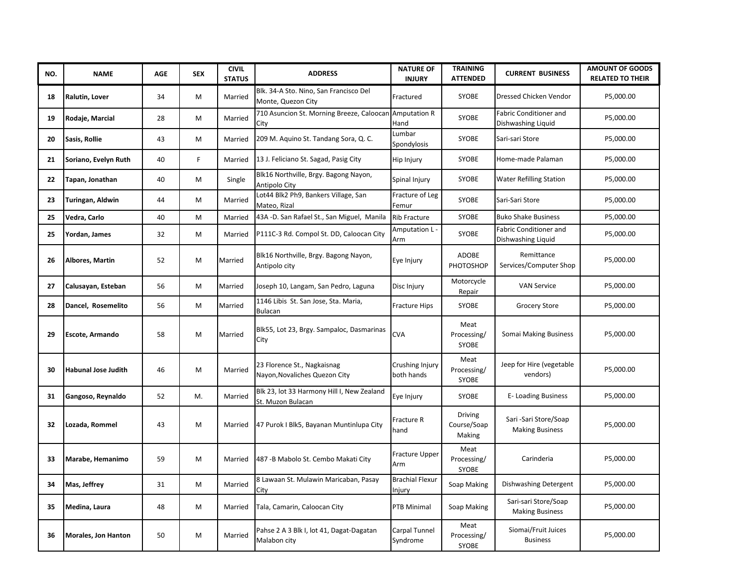| NO. | NAME | AGE | SEX | CIVIL STATUS | ADDRESS | NATURE OF INJURY | TRAINING ATTENDED | CURRENT BUSINESS | AMOUNT OF GOODS RELATED TO THEIR |
|---|---|---|---|---|---|---|---|---|---|
| 18 | **Ralutin, Lover** | 34 | M | Married | Blk. 34-A Sto. Nino, San Francisco Del Monte, Quezon City | Fractured | SYOBE | Dressed Chicken Vendor | P5,000.00 |
| 19 | **Rodaje, Marcial** | 28 | M | Married | 710 Asuncion St. Morning Breeze, Caloocan City | Amputation R Hand | SYOBE | Fabric Conditioner and Dishwashing Liquid | P5,000.00 |
| 20 | **Sasis, Rollie** | 43 | M | Married | 209 M. Aquino St. Tandang Sora, Q. C. | Lumbar Spondylosis | SYOBE | Sari-sari Store | P5,000.00 |
| 21 | **Soriano, Evelyn Ruth** | 40 | F | Married | 13 J. Feliciano St. Sagad, Pasig City | Hip Injury | SYOBE | Home-made Palaman | P5,000.00 |
| 22 | **Tapan, Jonathan** | 40 | M | Single | Blk16 Northville, Brgy. Bagong Nayon, Antipolo City | Spinal Injury | SYOBE | Water Refilling Station | P5,000.00 |
| 23 | **Turingan, Aldwin** | 44 | M | Married | Lot44 Blk2 Ph9, Bankers Village, San Mateo, Rizal | Fracture of Leg Femur | SYOBE | Sari-Sari Store | P5,000.00 |
| 25 | **Vedra, Carlo** | 40 | M | Married | 43A -D. San Rafael St., San Miguel, Manila | Rib Fracture | SYOBE | Buko Shake Business | P5,000.00 |
| 25 | **Yordan, James** | 32 | M | Married | P111C-3 Rd. Compol St. DD, Caloocan City | Amputation L - Arm | SYOBE | Fabric Conditioner and Dishwashing Liquid | P5,000.00 |
| 26 | **Albores, Martin** | 52 | M | Married | Blk16 Northville, Brgy. Bagong Nayon, Antipolo city | Eye Injury | ADOBE PHOTOSHOP | Remittance Services/Computer Shop | P5,000.00 |
| 27 | **Calusayan, Esteban** | 56 | M | Married | Joseph 10, Langam, San Pedro, Laguna | Disc Injury | Motorcycle Repair | VAN Service | P5,000.00 |
| 28 | **Dancel, Rosemelito** | 56 | M | Married | 1146 Libis St. San Jose, Sta. Maria, Bulacan | Fracture Hips | SYOBE | Grocery Store | P5,000.00 |
| 29 | **Escote, Armando** | 58 | M | Married | Blk55, Lot 23, Brgy. Sampaloc, Dasmarinas City | CVA | Meat Processing/ SYOBE | Somai Making Business | P5,000.00 |
| 30 | **Habunal Jose Judith** | 46 | M | Married | 23 Florence St., Nagkaisnag Nayon,Novaliches Quezon City | Crushing Injury both hands | Meat Processing/ SYOBE | Jeep for Hire (vegetable vendors) | P5,000.00 |
| 31 | **Gangoso, Reynaldo** | 52 | M. | Married | Blk 23, lot 33 Harmony Hill I, New Zealand St. Muzon Bulacan | Eye Injury | SYOBE | E- Loading Business | P5,000.00 |
| 32 | **Lozada, Rommel** | 43 | M | Married | 47 Purok I Blk5, Bayanan Muntinlupa City | Fracture R hand | Driving Course/Soap Making | Sari -Sari Store/Soap Making Business | P5,000.00 |
| 33 | **Marabe, Hemanimo** | 59 | M | Married | 487 -B Mabolo St. Cembo Makati City | Fracture Upper Arm | Meat Processing/ SYOBE | Carinderia | P5,000.00 |
| 34 | **Mas, Jeffrey** | 31 | M | Married | 8 Lawaan St. Mulawin Maricaban, Pasay City | Brachial Flexur Injury | Soap Making | Dishwashing Detergent | P5,000.00 |
| 35 | **Medina, Laura** | 48 | M | Married | Tala, Camarin, Caloocan City | PTB Minimal | Soap Making | Sari-sari Store/Soap Making Business | P5,000.00 |
| 36 | **Morales, Jon Hanton** | 50 | M | Married | Pahse 2 A 3 Blk I, lot 41, Dagat-Dagatan Malabon city | Carpal Tunnel Syndrome | Meat Processing/ SYOBE | Siomai/Fruit Juices Business | P5,000.00 |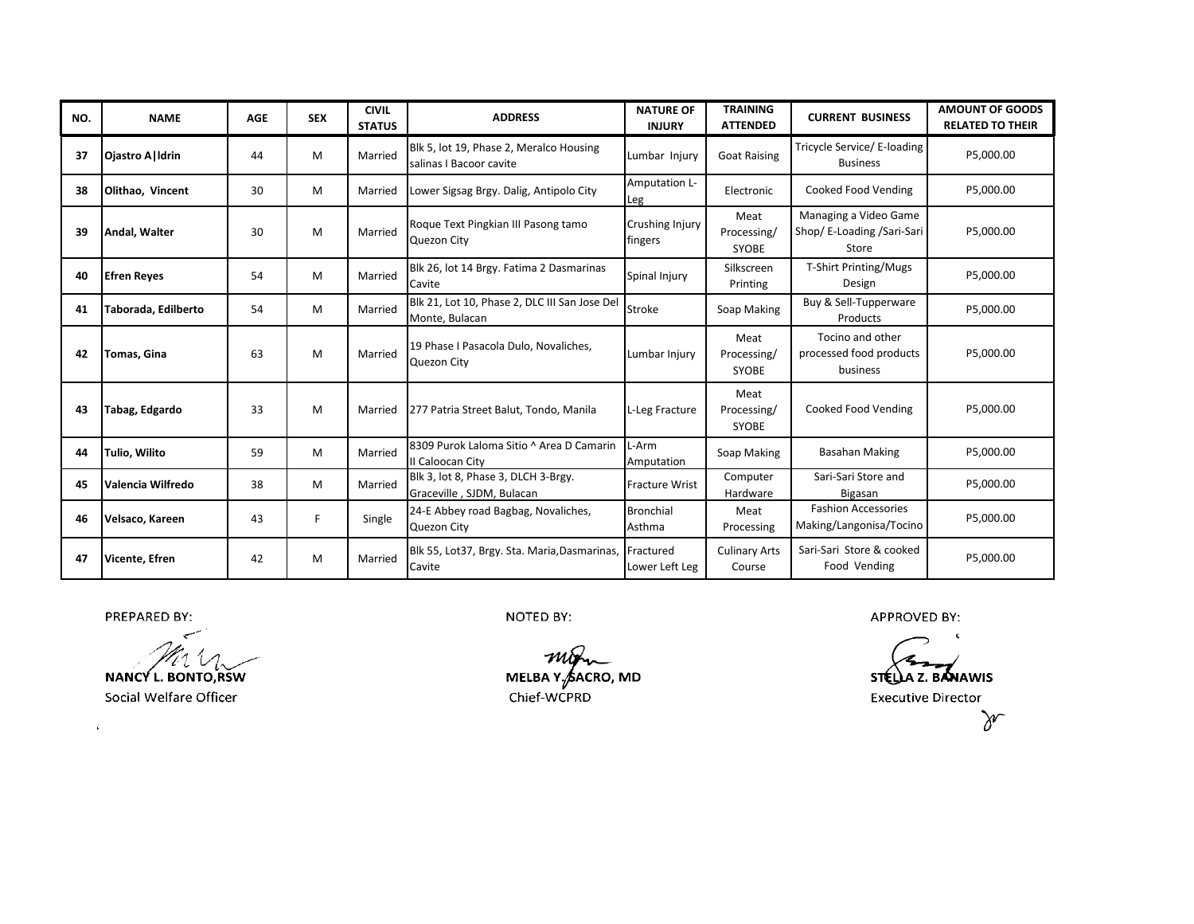| NO. | NAME | AGE | SEX | CIVIL STATUS | ADDRESS | NATURE OF INJURY | TRAINING ATTENDED | CURRENT BUSINESS | AMOUNT OF GOODS RELATED TO THEIR |
|---|---|---|---|---|---|---|---|---|---|
| 37 | **Ojastro A\|ldrin** | 44 | M | Married | Blk 5, lot 19, Phase 2, Meralco Housing salinas I Bacoor cavite | Lumbar Injury | Goat Raising | Tricycle Service/ E-loading Business | P5,000.00 |
| 38 | **Olithao, Vincent** | 30 | M | Married | Lower Sigsag Brgy. Dalig, Antipolo City | Amputation L-Leg | Electronic | Cooked Food Vending | P5,000.00 |
| 39 | **Andal, Walter** | 30 | M | Married | Roque Text Pingkian III Pasong tamo Quezon City | Crushing Injury fingers | Meat Processing/ SYOBE | Managing a Video Game Shop/ E-Loading /Sari-Sari Store | P5,000.00 |
| 40 | **Efren Reyes** | 54 | M | Married | Blk 26, lot 14 Brgy. Fatima 2 Dasmarinas Cavite | Spinal Injury | Silkscreen Printing | T-Shirt Printing/Mugs Design | P5,000.00 |
| 41 | **Taborada, Edilberto** | 54 | M | Married | Blk 21, Lot 10, Phase 2, DLC III San Jose Del Monte, Bulacan | Stroke | Soap Making | Buy & Sell-Tupperware Products | P5,000.00 |
| 42 | **Tomas, Gina** | 63 | M | Married | 19 Phase I Pasacola Dulo, Novaliches, Quezon City | Lumbar Injury | Meat Processing/ SYOBE | Tocino and other processed food products business | P5,000.00 |
| 43 | **Tabag, Edgardo** | 33 | M | Married | 277 Patria Street Balut, Tondo, Manila | L-Leg Fracture | Meat Processing/ SYOBE | Cooked Food Vending | P5,000.00 |
| 44 | **Tulio, Wilito** | 59 | M | Married | 8309 Purok Laloma Sitio ^ Area D Camarin II Caloocan City | L-Arm Amputation | Soap Making | Basahan Making | P5,000.00 |
| 45 | **Valencia Wilfredo** | 38 | M | Married | Blk 3, lot 8, Phase 3, DLCH 3-Brgy. Graceville , SJDM, Bulacan | Fracture Wrist | Computer Hardware | Sari-Sari Store and Bigasan | P5,000.00 |
| 46 | **Velsaco, Kareen** | 43 | F | Single | 24-E Abbey road Bagbag, Novaliches, Quezon City | Bronchial Asthma | Meat Processing | Fashion Accessories Making/Langonisa/Tocino | P5,000.00 |
| 47 | **Vicente, Efren** | 42 | M | Married | Blk 55, Lot37, Brgy. Sta. Maria,Dasmarinas, Cavite | Fractured Lower Left Leg | Culinary Arts Course | Sari-Sari Store & cooked Food Vending | P5,000.00 |

PREPARED BY:

**NANCY L. BONTO,RSW**
Social Welfare Officer

NOTED BY:

**MELBA Y. SACRO, MD**
Chief-WCPRD

APPROVED BY:

**STELLA Z. BANAWIS**
Executive Director